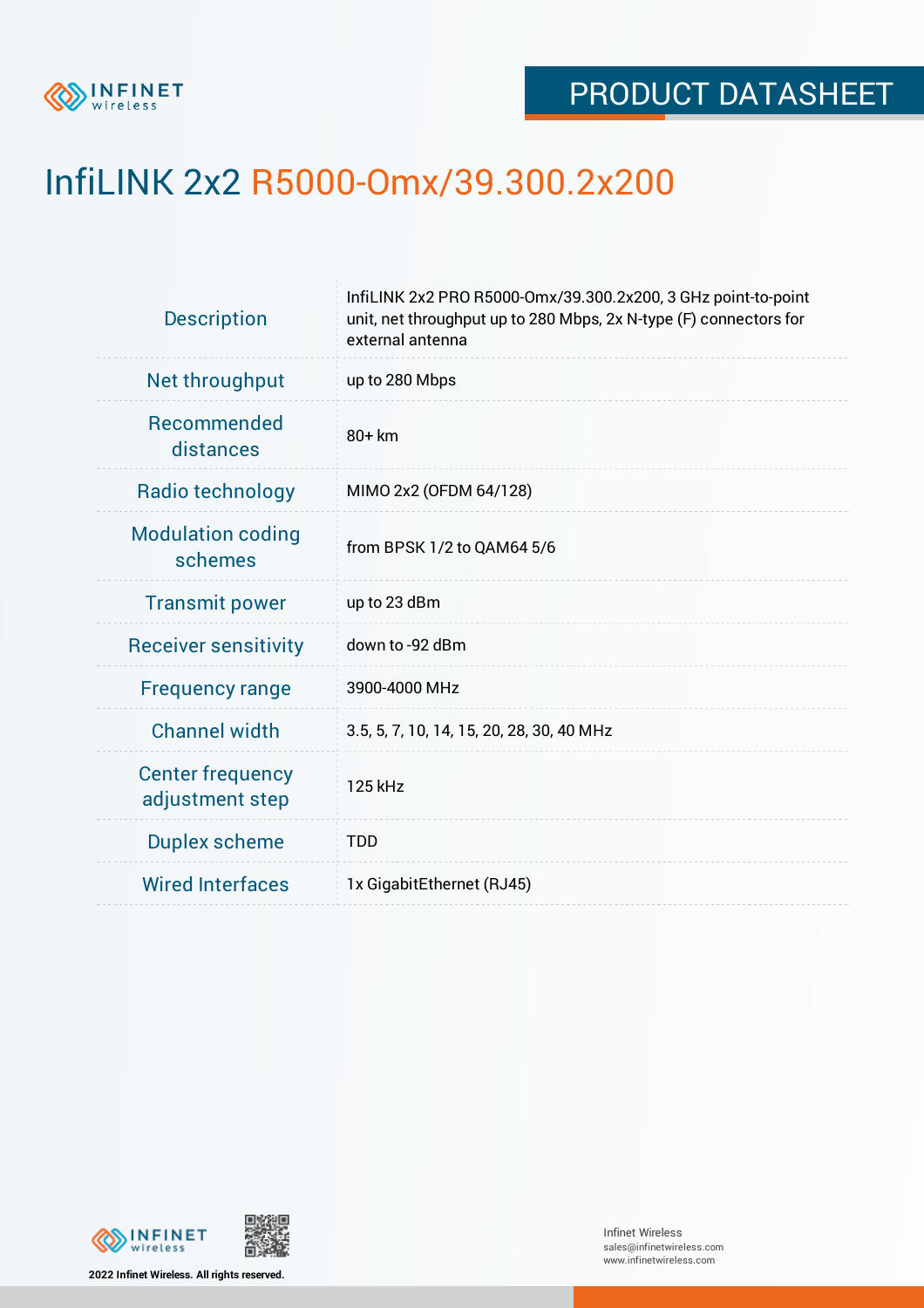# PRODUCT DATASHEET

# InfiLINK 2x2 R5000-Omx/39.300.2x200

| | |
|---|---|
| Description | InfiLINK 2x2 PRO R5000-Omx/39.300.2x200, 3 GHz point-to-point unit, net throughput up to 280 Mbps, 2x N-type (F) connectors for external antenna |
| Net throughput | up to 280 Mbps |
| Recommended distances | 80+ km |
| Radio technology | MIMO 2x2 (OFDM 64/128) |
| Modulation coding schemes | from BPSK 1/2 to QAM64 5/6 |
| Transmit power | up to 23 dBm |
| Receiver sensitivity | down to -92 dBm |
| Frequency range | 3900-4000 MHz |
| Channel width | 3.5, 5, 7, 10, 14, 15, 20, 28, 30, 40 MHz |
| Center frequency adjustment step | 125 kHz |
| Duplex scheme | TDD |
| Wired Interfaces | 1x GigabitEthernet (RJ45) |

2022 Infinet Wireless. All rights reserved.

Infinet Wireless
sales@infinetwireless.com
www.infinetwireless.com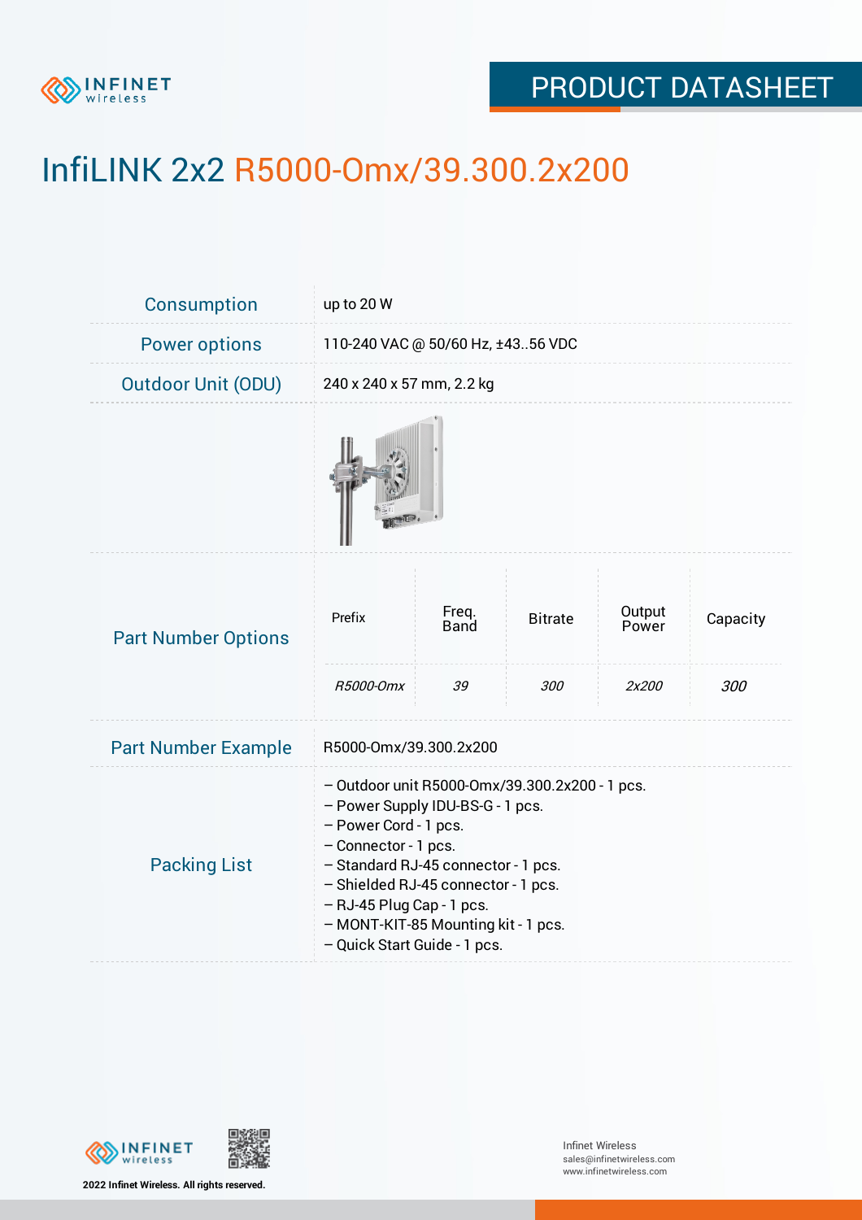# InfiLINK 2x2 R5000-Omx/39.300.2x200

| | |
|---|---|
| Consumption | up to 20 W |
| Power options | 110-240 VAC @ 50/60 Hz, ±43..56 VDC |
| Outdoor Unit (ODU) | 240 x 240 x 57 mm, 2.2 kg |

**Part Number Options**

| Prefix | Freq. Band | Bitrate | Output Power | Capacity |
|---|---|---|---|---|
| *R5000-Omx* | *39* | *300* | *2x200* | *300* |

**Part Number Example:** R5000-Omx/39.300.2x200

**Packing List**

- Outdoor unit R5000-Omx/39.300.2x200 - 1 pcs.
- Power Supply IDU-BS-G - 1 pcs.
- Power Cord - 1 pcs.
- Connector - 1 pcs.
- Standard RJ-45 connector - 1 pcs.
- Shielded RJ-45 connector - 1 pcs.
- RJ-45 Plug Cap - 1 pcs.
- MONT-KIT-85 Mounting kit - 1 pcs.
- Quick Start Guide - 1 pcs.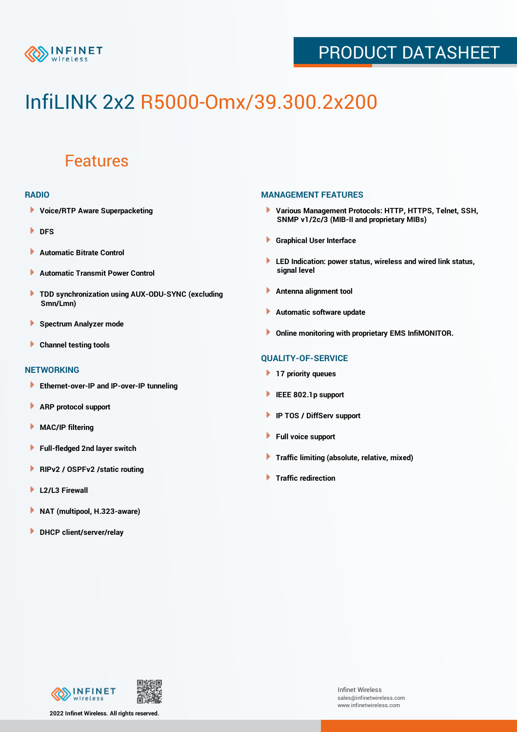# InfiLINK 2x2 R5000-Omx/39.300.2x200

## Features

### RADIO

- Voice/RTP Aware Superpacketing
- DFS
- Automatic Bitrate Control
- Automatic Transmit Power Control
- TDD synchronization using AUX-ODU-SYNC (excluding Smn/Lmn)
- Spectrum Analyzer mode
- Channel testing tools

### NETWORKING

- Ethernet-over-IP and IP-over-IP tunneling
- ARP protocol support
- MAC/IP filtering
- Full-fledged 2nd layer switch
- RIPv2 / OSPFv2 /static routing
- L2/L3 Firewall
- NAT (multipool, H.323-aware)
- DHCP client/server/relay

### MANAGEMENT FEATURES

- Various Management Protocols: HTTP, HTTPS, Telnet, SSH, SNMP v1/2c/3 (MIB-II and proprietary MIBs)
- Graphical User Interface
- LED Indication: power status, wireless and wired link status, signal level
- Antenna alignment tool
- Automatic software update
- Online monitoring with proprietary EMS InfiMONITOR.

### QUALITY-OF-SERVICE

- 17 priority queues
- IEEE 802.1p support
- IP TOS / DiffServ support
- Full voice support
- Traffic limiting (absolute, relative, mixed)
- Traffic redirection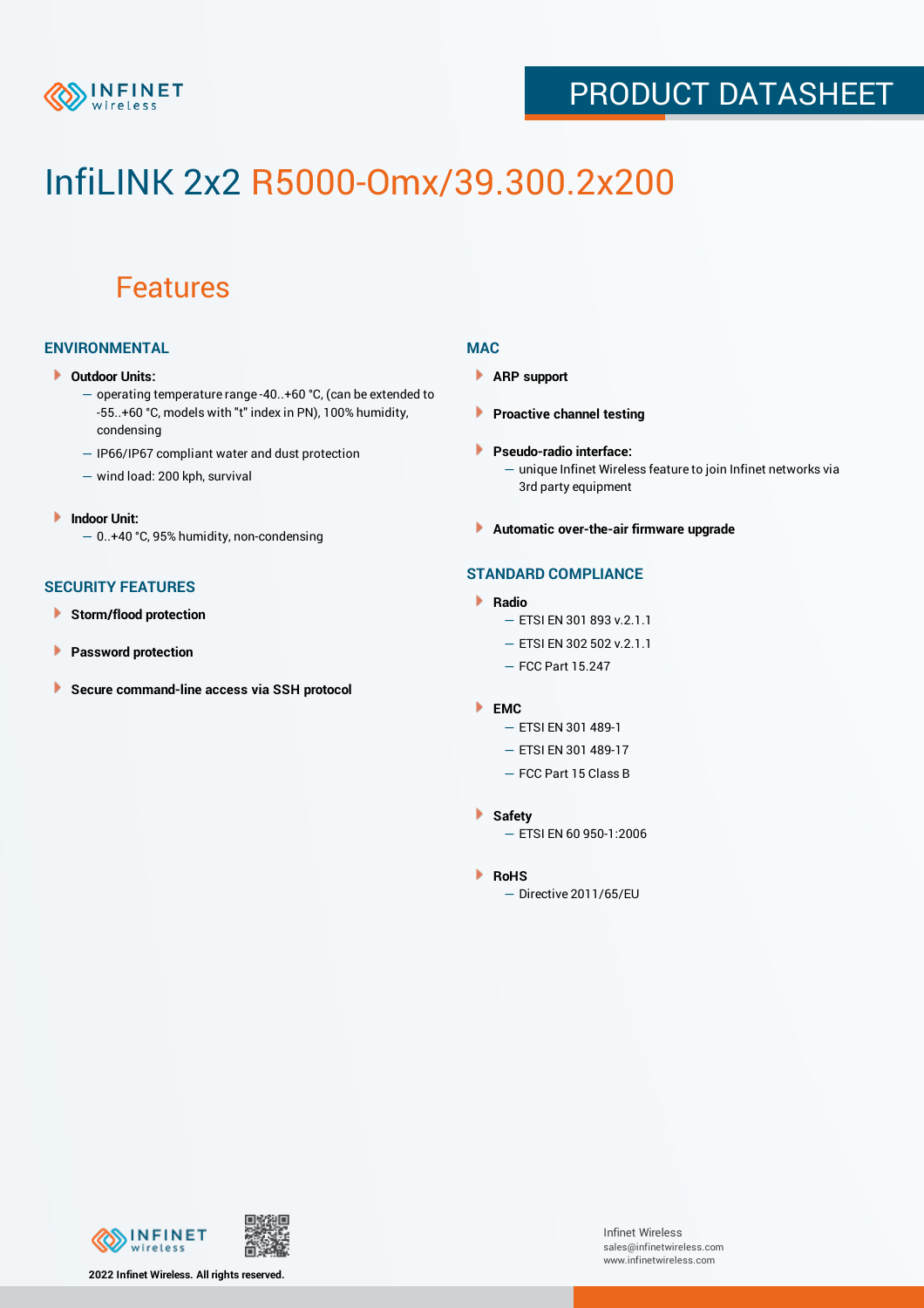# InfiLINK 2x2 R5000-Omx/39.300.2x200

## Features

### ENVIRONMENTAL

- **Outdoor Units:**
  - operating temperature range -40..+60 °C, (can be extended to -55..+60 °C, models with "t" index in PN), 100% humidity, condensing
  - IP66/IP67 compliant water and dust protection
  - wind load: 200 kph, survival
- **Indoor Unit:**
  - 0..+40 °C, 95% humidity, non-condensing

### SECURITY FEATURES

- **Storm/flood protection**
- **Password protection**
- **Secure command-line access via SSH protocol**

### MAC

- **ARP support**
- **Proactive channel testing**
- **Pseudo-radio interface:**
  - unique Infinet Wireless feature to join Infinet networks via 3rd party equipment
- **Automatic over-the-air firmware upgrade**

### STANDARD COMPLIANCE

- **Radio**
  - ETSI EN 301 893 v.2.1.1
  - ETSI EN 302 502 v.2.1.1
  - FCC Part 15.247
- **EMC**
  - ETSI EN 301 489-1
  - ETSI EN 301 489-17
  - FCC Part 15 Class B
- **Safety**
  - ETSI EN 60 950-1:2006
- **RoHS**
  - Directive 2011/65/EU

2022 Infinet Wireless. All rights reserved.

Infinet Wireless
sales@infinetwireless.com
www.infinetwireless.com